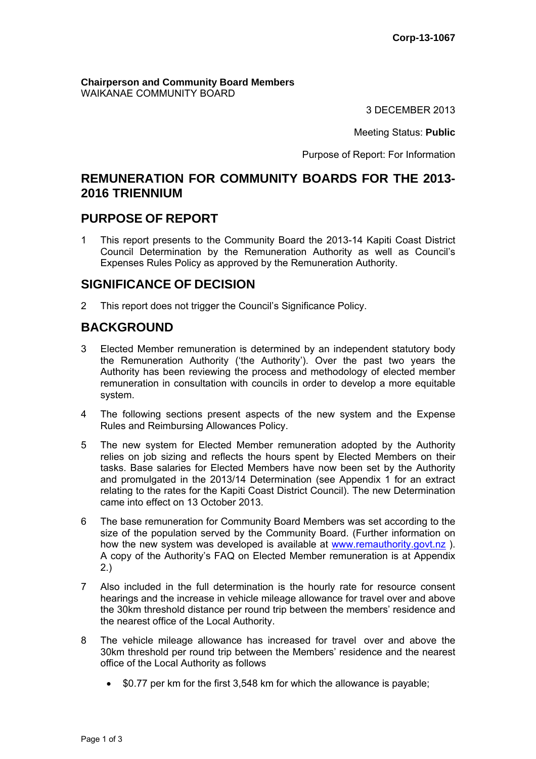Corp-13-1067

**Chairperson and Community Board Members**
WAIKANAE COMMUNITY BOARD

3 DECEMBER 2013

Meeting Status: **Public**

Purpose of Report: For Information

# REMUNERATION FOR COMMUNITY BOARDS FOR THE 2013-2016 TRIENNIUM

## PURPOSE OF REPORT

1 This report presents to the Community Board the 2013-14 Kapiti Coast District Council Determination by the Remuneration Authority as well as Council's Expenses Rules Policy as approved by the Remuneration Authority.

## SIGNIFICANCE OF DECISION

2 This report does not trigger the Council's Significance Policy.

## BACKGROUND

3 Elected Member remuneration is determined by an independent statutory body the Remuneration Authority ('the Authority'). Over the past two years the Authority has been reviewing the process and methodology of elected member remuneration in consultation with councils in order to develop a more equitable system.

4 The following sections present aspects of the new system and the Expense Rules and Reimbursing Allowances Policy.

5 The new system for Elected Member remuneration adopted by the Authority relies on job sizing and reflects the hours spent by Elected Members on their tasks. Base salaries for Elected Members have now been set by the Authority and promulgated in the 2013/14 Determination (see Appendix 1 for an extract relating to the rates for the Kapiti Coast District Council). The new Determination came into effect on 13 October 2013.

6 The base remuneration for Community Board Members was set according to the size of the population served by the Community Board. (Further information on how the new system was developed is available at www.remauthority.govt.nz ). A copy of the Authority's FAQ on Elected Member remuneration is at Appendix 2.)

7 Also included in the full determination is the hourly rate for resource consent hearings and the increase in vehicle mileage allowance for travel over and above the 30km threshold distance per round trip between the members' residence and the nearest office of the Local Authority.

8 The vehicle mileage allowance has increased for travel over and above the 30km threshold per round trip between the Members' residence and the nearest office of the Local Authority as follows

- $0.77 per km for the first 3,548 km for which the allowance is payable;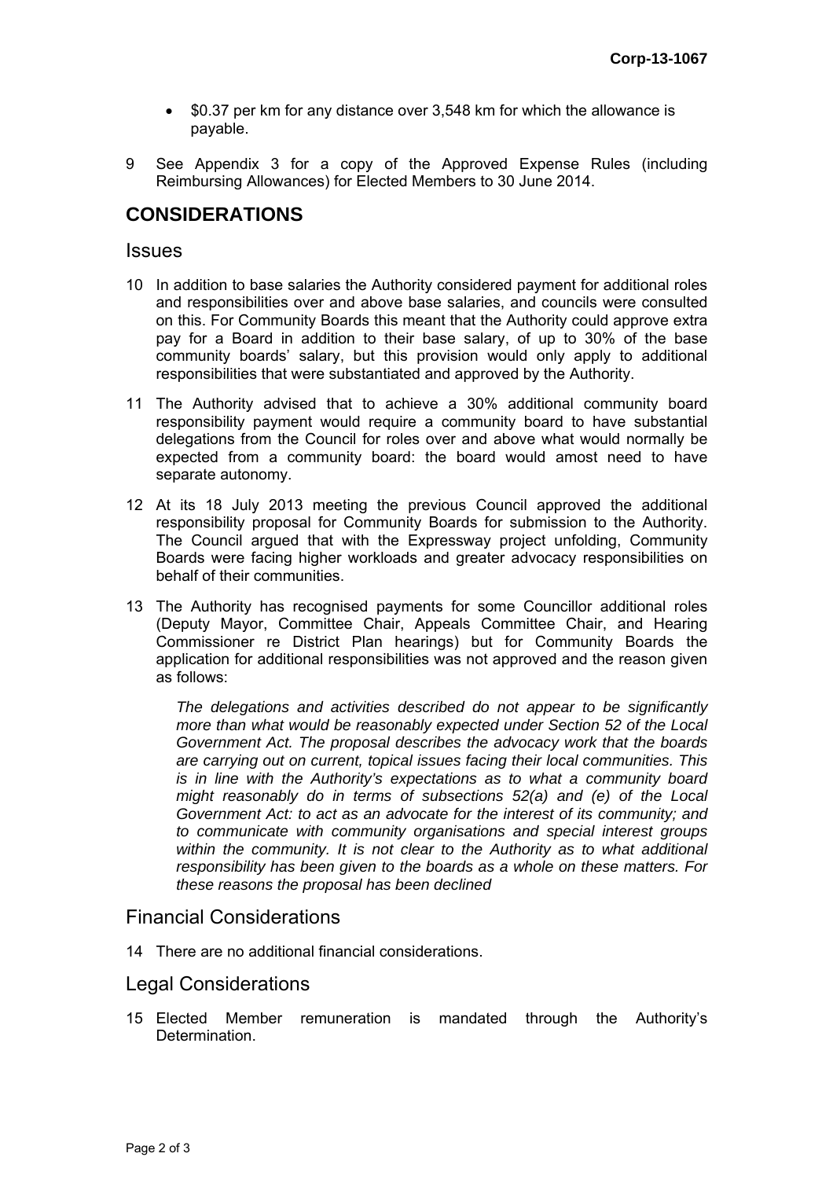- $0.37 per km for any distance over 3,548 km for which the allowance is payable.

9 See Appendix 3 for a copy of the Approved Expense Rules (including Reimbursing Allowances) for Elected Members to 30 June 2014.

## CONSIDERATIONS

### Issues

10 In addition to base salaries the Authority considered payment for additional roles and responsibilities over and above base salaries, and councils were consulted on this. For Community Boards this meant that the Authority could approve extra pay for a Board in addition to their base salary, of up to 30% of the base community boards' salary, but this provision would only apply to additional responsibilities that were substantiated and approved by the Authority.

11 The Authority advised that to achieve a 30% additional community board responsibility payment would require a community board to have substantial delegations from the Council for roles over and above what would normally be expected from a community board: the board would amost need to have separate autonomy.

12 At its 18 July 2013 meeting the previous Council approved the additional responsibility proposal for Community Boards for submission to the Authority. The Council argued that with the Expressway project unfolding, Community Boards were facing higher workloads and greater advocacy responsibilities on behalf of their communities.

13 The Authority has recognised payments for some Councillor additional roles (Deputy Mayor, Committee Chair, Appeals Committee Chair, and Hearing Commissioner re District Plan hearings) but for Community Boards the application for additional responsibilities was not approved and the reason given as follows:

> *The delegations and activities described do not appear to be significantly more than what would be reasonably expected under Section 52 of the Local Government Act. The proposal describes the advocacy work that the boards are carrying out on current, topical issues facing their local communities. This is in line with the Authority's expectations as to what a community board might reasonably do in terms of subsections 52(a) and (e) of the Local Government Act: to act as an advocate for the interest of its community; and to communicate with community organisations and special interest groups within the community. It is not clear to the Authority as to what additional responsibility has been given to the boards as a whole on these matters. For these reasons the proposal has been declined*

### Financial Considerations

14 There are no additional financial considerations.

### Legal Considerations

15 Elected Member remuneration is mandated through the Authority's Determination.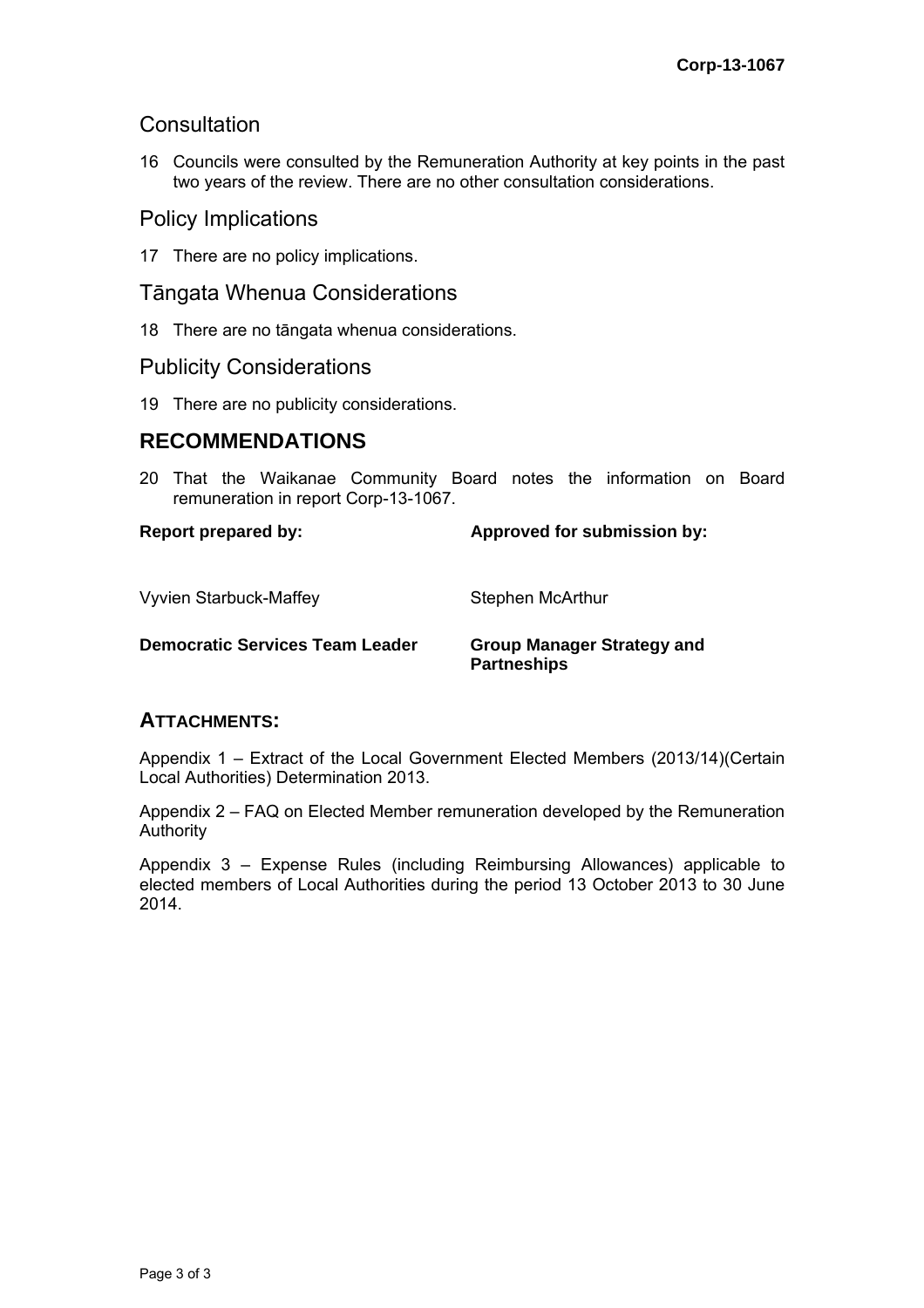## Consultation

16 Councils were consulted by the Remuneration Authority at key points in the past two years of the review. There are no other consultation considerations.

## Policy Implications

17 There are no policy implications.

## Tāngata Whenua Considerations

18 There are no tāngata whenua considerations.

## Publicity Considerations

19 There are no publicity considerations.

# RECOMMENDATIONS

20 That the Waikanae Community Board notes the information on Board remuneration in report Corp-13-1067.

| **Report prepared by:** | **Approved for submission by:** |
| --- | --- |
| Vyvien Starbuck-Maffey | Stephen McArthur |
| **Democratic Services Team Leader** | **Group Manager Strategy and Partneships** |

## ATTACHMENTS:

Appendix 1 – Extract of the Local Government Elected Members (2013/14)(Certain Local Authorities) Determination 2013.

Appendix 2 – FAQ on Elected Member remuneration developed by the Remuneration Authority

Appendix 3 – Expense Rules (including Reimbursing Allowances) applicable to elected members of Local Authorities during the period 13 October 2013 to 30 June 2014.